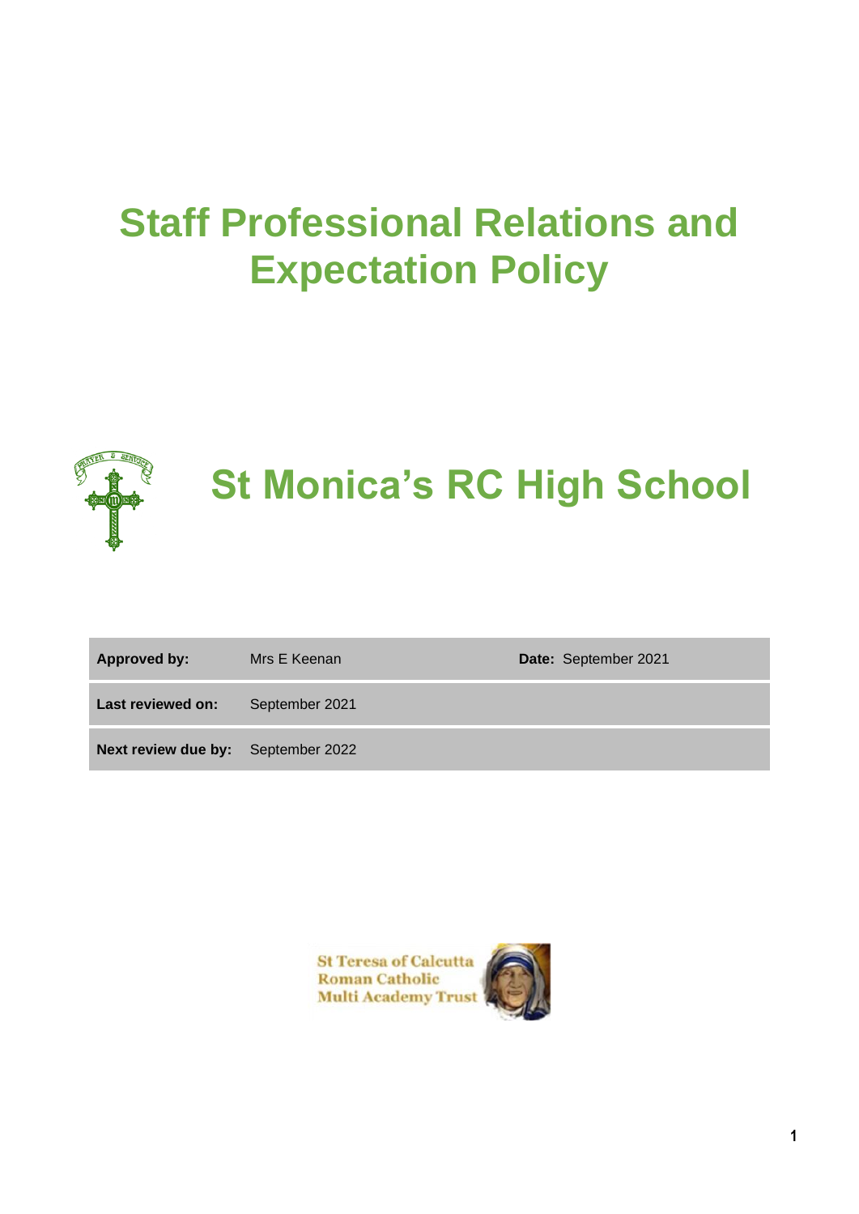# Staff Professional Relations and Expectation Policy

# St Monica's RC High School

| Approved by: | Mrs E Keenan | Date: September 2021 |
|---|---|---|
| Last reviewed on: | September 2021 | |
| Next review due by: | September 2022 | |

St Teresa of Calcutta Roman Catholic Multi Academy Trust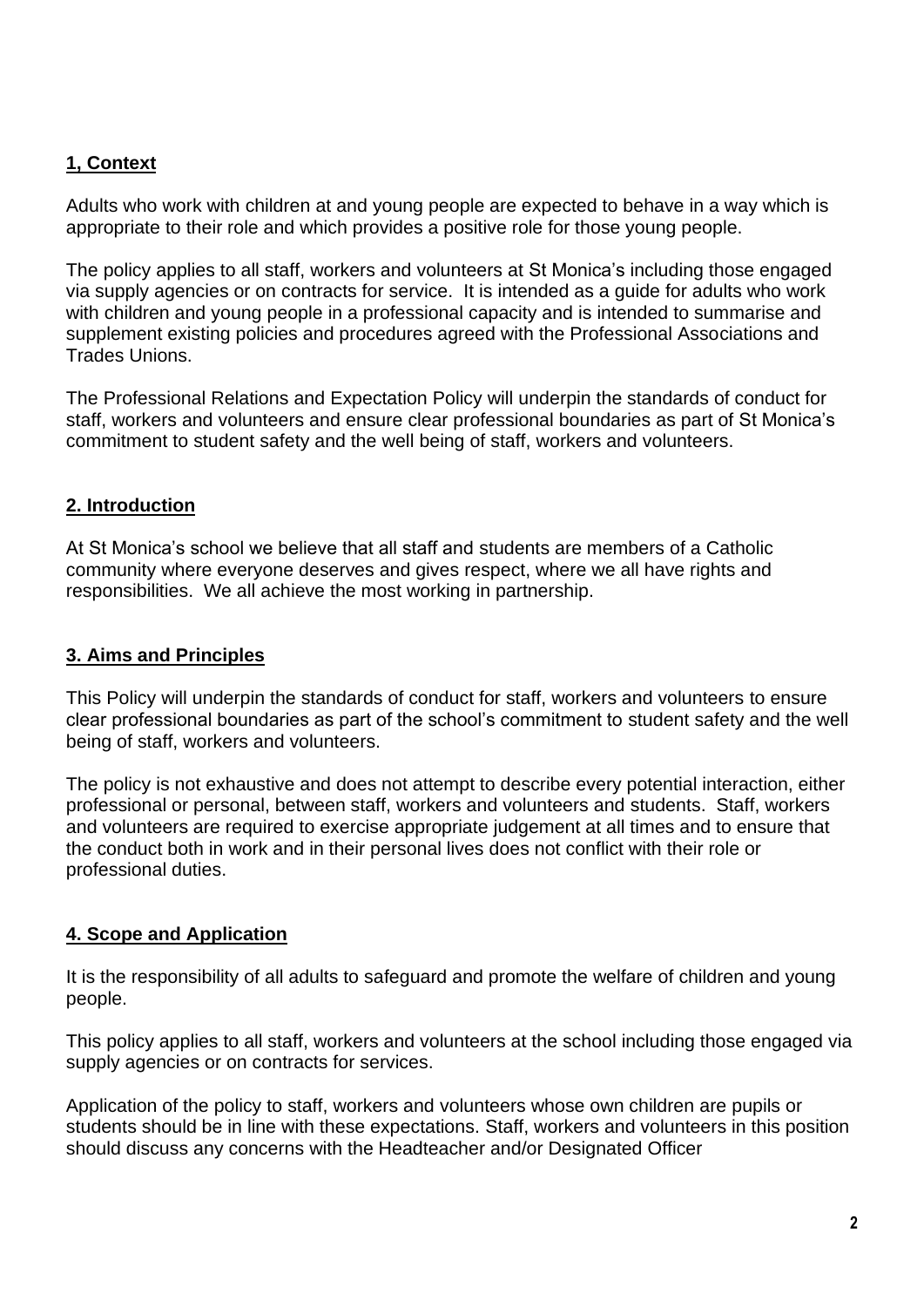## 1, Context

Adults who work with children at and young people are expected to behave in a way which is appropriate to their role and which provides a positive role for those young people.

The policy applies to all staff, workers and volunteers at St Monica's including those engaged via supply agencies or on contracts for service. It is intended as a guide for adults who work with children and young people in a professional capacity and is intended to summarise and supplement existing policies and procedures agreed with the Professional Associations and Trades Unions.

The Professional Relations and Expectation Policy will underpin the standards of conduct for staff, workers and volunteers and ensure clear professional boundaries as part of St Monica's commitment to student safety and the well being of staff, workers and volunteers.

## 2. Introduction

At St Monica's school we believe that all staff and students are members of a Catholic community where everyone deserves and gives respect, where we all have rights and responsibilities. We all achieve the most working in partnership.

## 3. Aims and Principles

This Policy will underpin the standards of conduct for staff, workers and volunteers to ensure clear professional boundaries as part of the school's commitment to student safety and the well being of staff, workers and volunteers.

The policy is not exhaustive and does not attempt to describe every potential interaction, either professional or personal, between staff, workers and volunteers and students. Staff, workers and volunteers are required to exercise appropriate judgement at all times and to ensure that the conduct both in work and in their personal lives does not conflict with their role or professional duties.

## 4. Scope and Application

It is the responsibility of all adults to safeguard and promote the welfare of children and young people.

This policy applies to all staff, workers and volunteers at the school including those engaged via supply agencies or on contracts for services.

Application of the policy to staff, workers and volunteers whose own children are pupils or students should be in line with these expectations. Staff, workers and volunteers in this position should discuss any concerns with the Headteacher and/or Designated Officer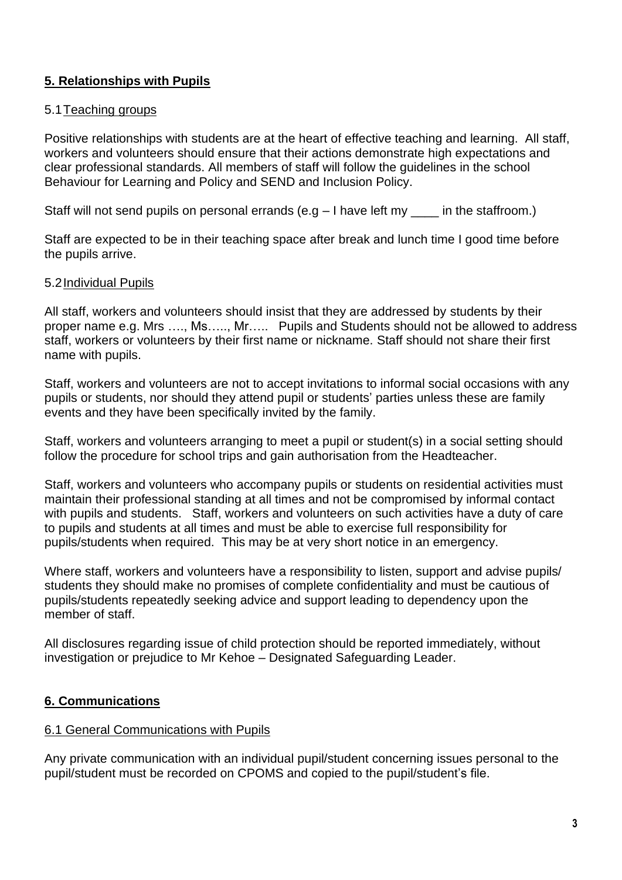## 5. Relationships with Pupils

### 5.1 Teaching groups

Positive relationships with students are at the heart of effective teaching and learning. All staff, workers and volunteers should ensure that their actions demonstrate high expectations and clear professional standards. All members of staff will follow the guidelines in the school Behaviour for Learning and Policy and SEND and Inclusion Policy.

Staff will not send pupils on personal errands (e.g – I have left my ____ in the staffroom.)

Staff are expected to be in their teaching space after break and lunch time I good time before the pupils arrive.

### 5.2 Individual Pupils

All staff, workers and volunteers should insist that they are addressed by students by their proper name e.g. Mrs …., Ms….., Mr….. Pupils and Students should not be allowed to address staff, workers or volunteers by their first name or nickname. Staff should not share their first name with pupils.

Staff, workers and volunteers are not to accept invitations to informal social occasions with any pupils or students, nor should they attend pupil or students' parties unless these are family events and they have been specifically invited by the family.

Staff, workers and volunteers arranging to meet a pupil or student(s) in a social setting should follow the procedure for school trips and gain authorisation from the Headteacher.

Staff, workers and volunteers who accompany pupils or students on residential activities must maintain their professional standing at all times and not be compromised by informal contact with pupils and students. Staff, workers and volunteers on such activities have a duty of care to pupils and students at all times and must be able to exercise full responsibility for pupils/students when required. This may be at very short notice in an emergency.

Where staff, workers and volunteers have a responsibility to listen, support and advise pupils/ students they should make no promises of complete confidentiality and must be cautious of pupils/students repeatedly seeking advice and support leading to dependency upon the member of staff.

All disclosures regarding issue of child protection should be reported immediately, without investigation or prejudice to Mr Kehoe – Designated Safeguarding Leader.

## 6. Communications

### 6.1 General Communications with Pupils

Any private communication with an individual pupil/student concerning issues personal to the pupil/student must be recorded on CPOMS and copied to the pupil/student's file.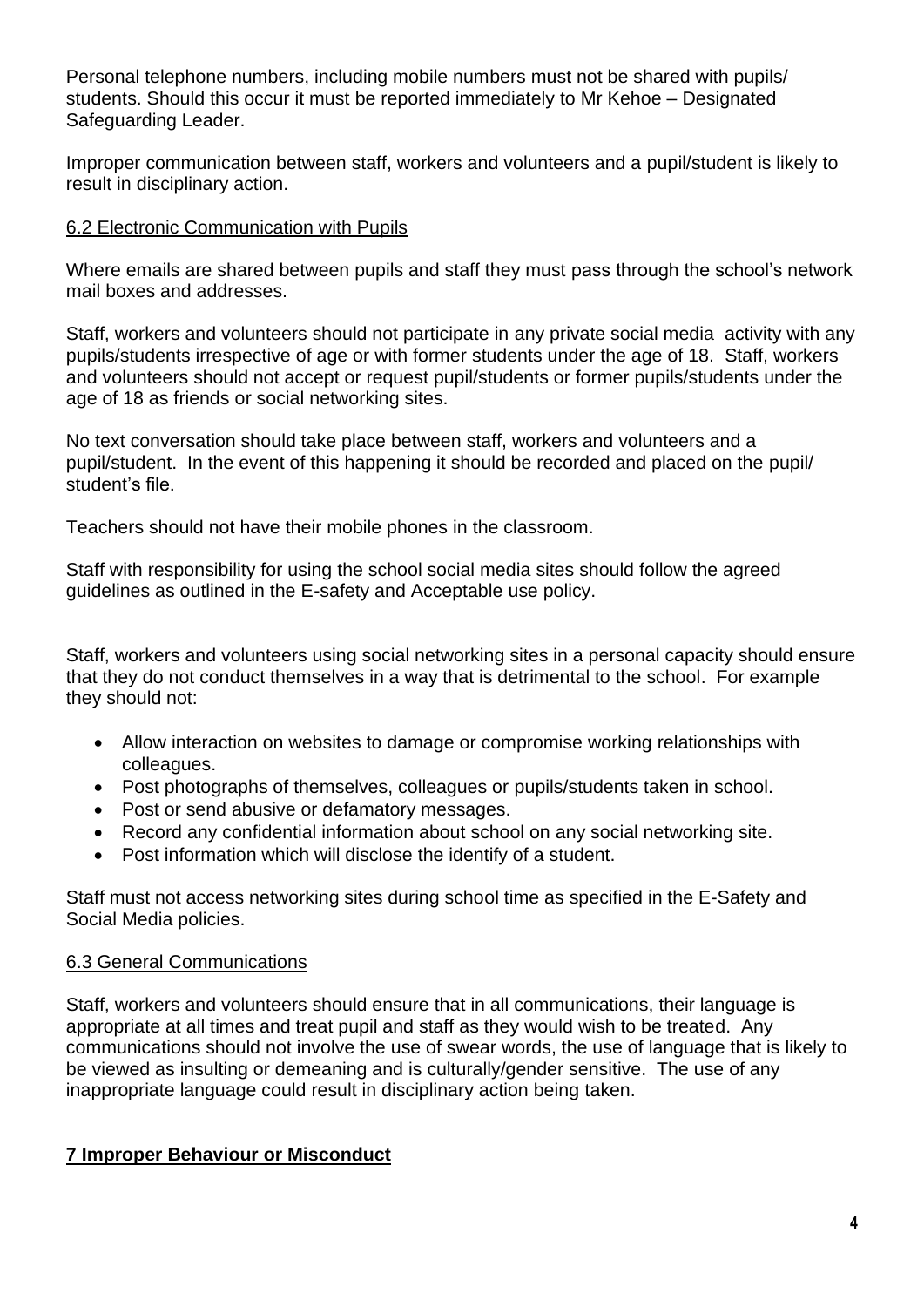Personal telephone numbers, including mobile numbers must not be shared with pupils/ students. Should this occur it must be reported immediately to Mr Kehoe – Designated Safeguarding Leader.

Improper communication between staff, workers and volunteers and a pupil/student is likely to result in disciplinary action.

### 6.2 Electronic Communication with Pupils

Where emails are shared between pupils and staff they must pass through the school's network mail boxes and addresses.

Staff, workers and volunteers should not participate in any private social media activity with any pupils/students irrespective of age or with former students under the age of 18. Staff, workers and volunteers should not accept or request pupil/students or former pupils/students under the age of 18 as friends or social networking sites.

No text conversation should take place between staff, workers and volunteers and a pupil/student. In the event of this happening it should be recorded and placed on the pupil/ student's file.

Teachers should not have their mobile phones in the classroom.

Staff with responsibility for using the school social media sites should follow the agreed guidelines as outlined in the E-safety and Acceptable use policy.

Staff, workers and volunteers using social networking sites in a personal capacity should ensure that they do not conduct themselves in a way that is detrimental to the school. For example they should not:

- Allow interaction on websites to damage or compromise working relationships with colleagues.
- Post photographs of themselves, colleagues or pupils/students taken in school.
- Post or send abusive or defamatory messages.
- Record any confidential information about school on any social networking site.
- Post information which will disclose the identify of a student.

Staff must not access networking sites during school time as specified in the E-Safety and Social Media policies.

### 6.3 General Communications

Staff, workers and volunteers should ensure that in all communications, their language is appropriate at all times and treat pupil and staff as they would wish to be treated. Any communications should not involve the use of swear words, the use of language that is likely to be viewed as insulting or demeaning and is culturally/gender sensitive. The use of any inappropriate language could result in disciplinary action being taken.

## 7 Improper Behaviour or Misconduct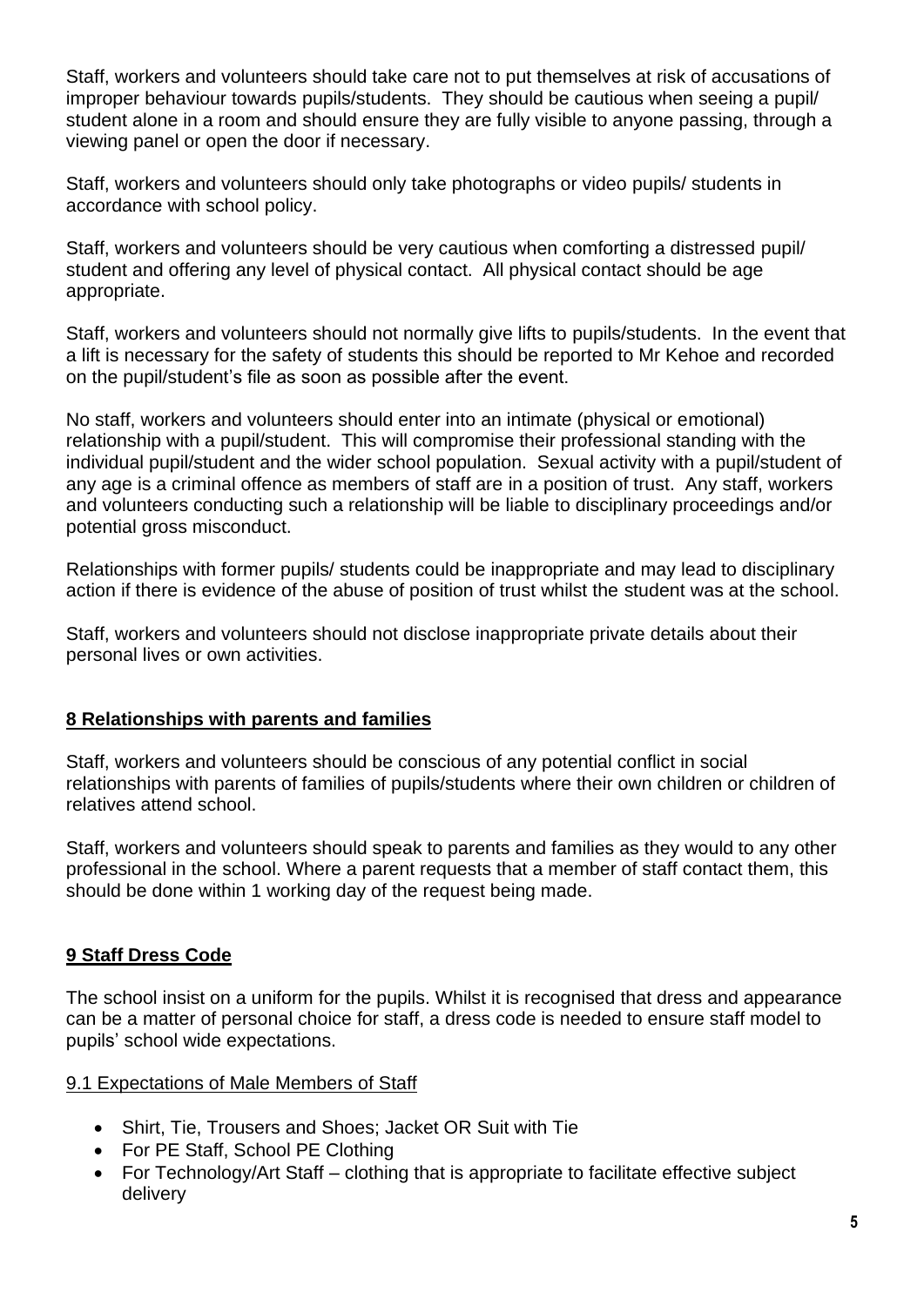Staff, workers and volunteers should take care not to put themselves at risk of accusations of improper behaviour towards pupils/students. They should be cautious when seeing a pupil/ student alone in a room and should ensure they are fully visible to anyone passing, through a viewing panel or open the door if necessary.

Staff, workers and volunteers should only take photographs or video pupils/ students in accordance with school policy.

Staff, workers and volunteers should be very cautious when comforting a distressed pupil/ student and offering any level of physical contact. All physical contact should be age appropriate.

Staff, workers and volunteers should not normally give lifts to pupils/students. In the event that a lift is necessary for the safety of students this should be reported to Mr Kehoe and recorded on the pupil/student's file as soon as possible after the event.

No staff, workers and volunteers should enter into an intimate (physical or emotional) relationship with a pupil/student. This will compromise their professional standing with the individual pupil/student and the wider school population. Sexual activity with a pupil/student of any age is a criminal offence as members of staff are in a position of trust. Any staff, workers and volunteers conducting such a relationship will be liable to disciplinary proceedings and/or potential gross misconduct.

Relationships with former pupils/ students could be inappropriate and may lead to disciplinary action if there is evidence of the abuse of position of trust whilst the student was at the school.

Staff, workers and volunteers should not disclose inappropriate private details about their personal lives or own activities.

## 8 Relationships with parents and families

Staff, workers and volunteers should be conscious of any potential conflict in social relationships with parents of families of pupils/students where their own children or children of relatives attend school.

Staff, workers and volunteers should speak to parents and families as they would to any other professional in the school. Where a parent requests that a member of staff contact them, this should be done within 1 working day of the request being made.

## 9 Staff Dress Code

The school insist on a uniform for the pupils. Whilst it is recognised that dress and appearance can be a matter of personal choice for staff, a dress code is needed to ensure staff model to pupils' school wide expectations.

### 9.1 Expectations of Male Members of Staff

- Shirt, Tie, Trousers and Shoes; Jacket OR Suit with Tie
- For PE Staff, School PE Clothing
- For Technology/Art Staff – clothing that is appropriate to facilitate effective subject delivery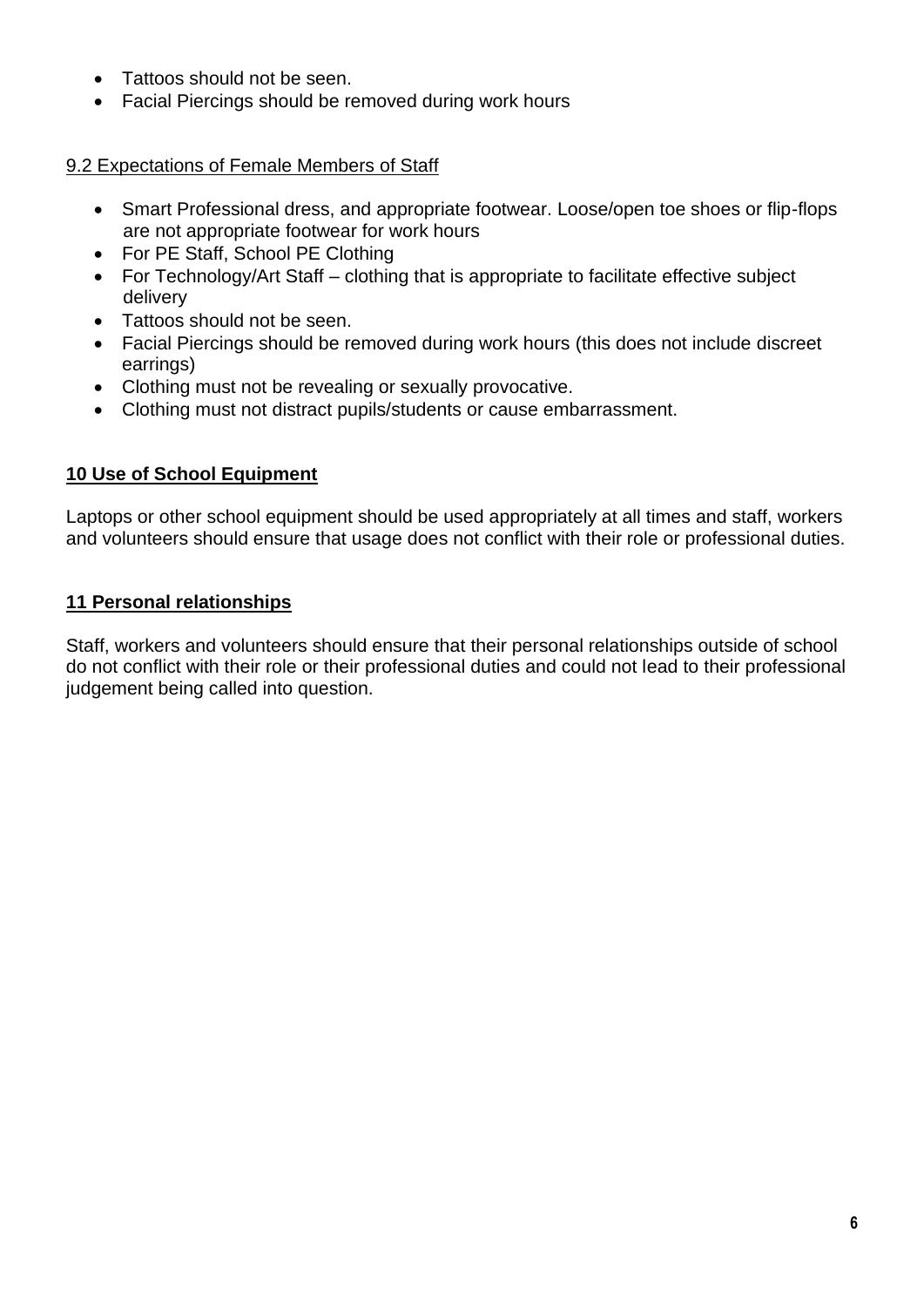- Tattoos should not be seen.
- Facial Piercings should be removed during work hours

9.2 Expectations of Female Members of Staff

- Smart Professional dress, and appropriate footwear. Loose/open toe shoes or flip-flops are not appropriate footwear for work hours
- For PE Staff, School PE Clothing
- For Technology/Art Staff – clothing that is appropriate to facilitate effective subject delivery
- Tattoos should not be seen.
- Facial Piercings should be removed during work hours (this does not include discreet earrings)
- Clothing must not be revealing or sexually provocative.
- Clothing must not distract pupils/students or cause embarrassment.

## 10 Use of School Equipment

Laptops or other school equipment should be used appropriately at all times and staff, workers and volunteers should ensure that usage does not conflict with their role or professional duties.

## 11 Personal relationships

Staff, workers and volunteers should ensure that their personal relationships outside of school do not conflict with their role or their professional duties and could not lead to their professional judgement being called into question.